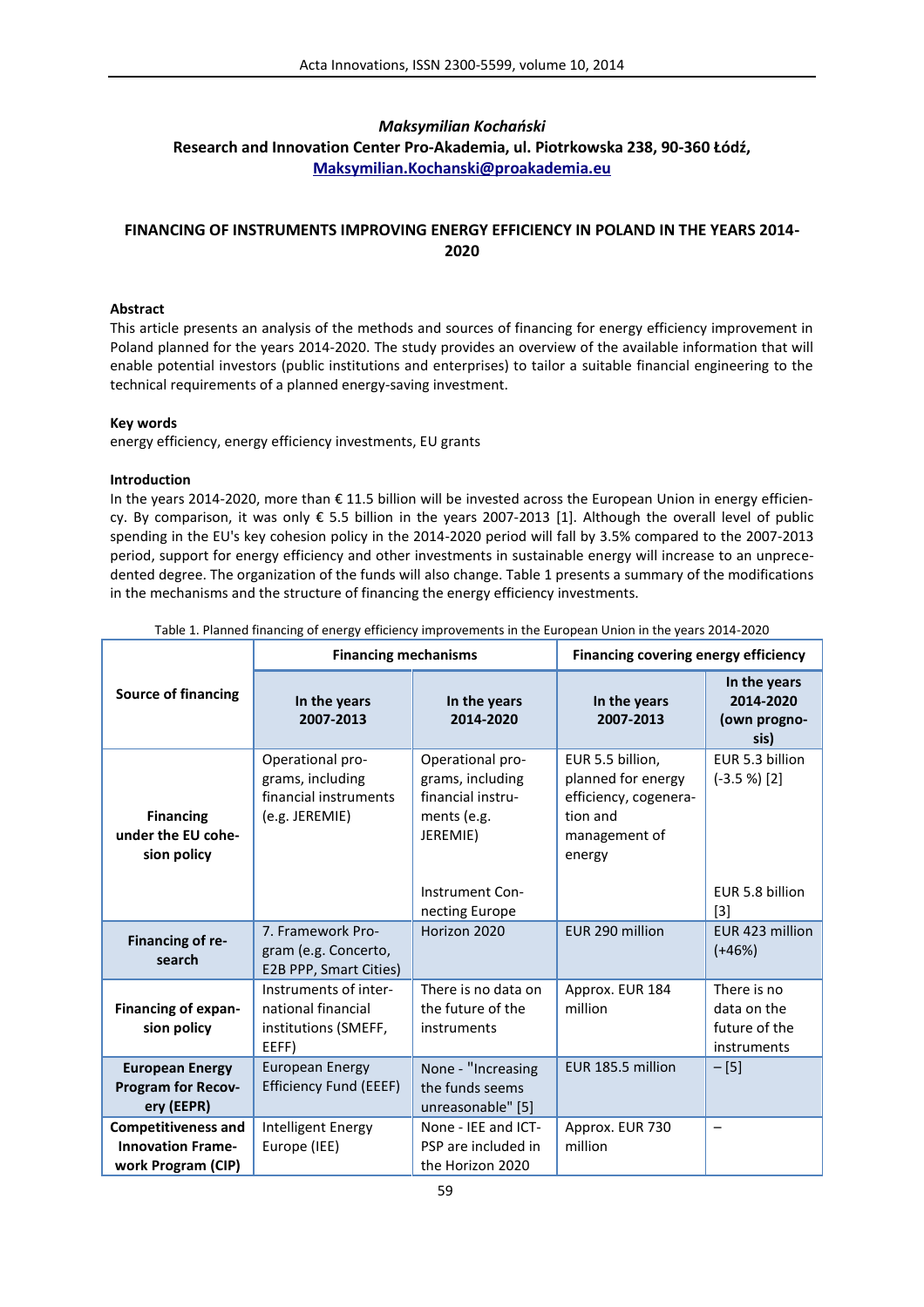*Maksymilian Kochański*

**Research and Innovation Center Pro-Akademia, ul. Piotrkowska 238, 90-360 Łódź,**
**Maksymilian.Kochanski@proakademia.eu**

# FINANCING OF INSTRUMENTS IMPROVING ENERGY EFFICIENCY IN POLAND IN THE YEARS 2014-2020

### Abstract

This article presents an analysis of the methods and sources of financing for energy efficiency improvement in Poland planned for the years 2014-2020. The study provides an overview of the available information that will enable potential investors (public institutions and enterprises) to tailor a suitable financial engineering to the technical requirements of a planned energy-saving investment.

### Key words

energy efficiency, energy efficiency investments, EU grants

### Introduction

In the years 2014-2020, more than € 11.5 billion will be invested across the European Union in energy efficiency. By comparison, it was only € 5.5 billion in the years 2007-2013 [1]. Although the overall level of public spending in the EU's key cohesion policy in the 2014-2020 period will fall by 3.5% compared to the 2007-2013 period, support for energy efficiency and other investments in sustainable energy will increase to an unprecedented degree. The organization of the funds will also change. Table 1 presents a summary of the modifications in the mechanisms and the structure of financing the energy efficiency investments.

Table 1. Planned financing of energy efficiency improvements in the European Union in the years 2014-2020

| Source of financing | Financing mechanisms | | Financing covering energy efficiency | |
|---|---|---|---|---|
| | In the years 2007-2013 | In the years 2014-2020 | In the years 2007-2013 | In the years 2014-2020 (own prognosis) |
| **Financing under the EU cohesion policy** | Operational programs, including financial instruments (e.g. JEREMIE) | Operational programs, including financial instruments (e.g. JEREMIE) | EUR 5.5 billion, planned for energy efficiency, cogeneration and management of energy | EUR 5.3 billion (-3.5 %) [2] |
| | | Instrument Connecting Europe | | EUR 5.8 billion [3] |
| **Financing of research** | 7. Framework Program (e.g. Concerto, E2B PPP, Smart Cities) | Horizon 2020 | EUR 290 million | EUR 423 million (+46%) |
| **Financing of expansion policy** | Instruments of international financial institutions (SMEFF, EEFF) | There is no data on the future of the instruments | Approx. EUR 184 million | There is no data on the future of the instruments |
| **European Energy Program for Recovery (EEPR)** | European Energy Efficiency Fund (EEEF) | None - "Increasing the funds seems unreasonable" [5] | EUR 185.5 million | – [5] |
| **Competitiveness and Innovation Framework Program (CIP)** | Intelligent Energy Europe (IEE) | None - IEE and ICT-PSP are included in the Horizon 2020 | Approx. EUR 730 million | – |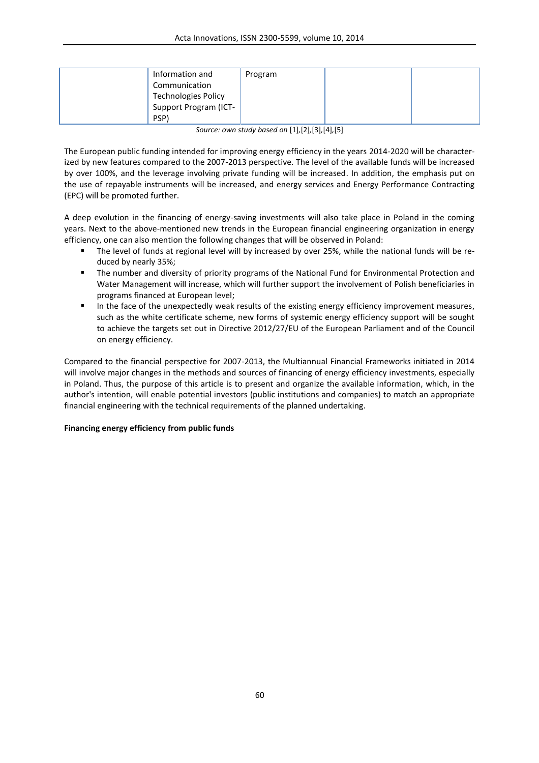| | Information and Communication Technologies Policy Support Program (ICT-PSP) | Program | | |
|---|---|---|---|---|

*Source: own study based on* [1],[2],[3],[4],[5]

The European public funding intended for improving energy efficiency in the years 2014-2020 will be characterized by new features compared to the 2007-2013 perspective. The level of the available funds will be increased by over 100%, and the leverage involving private funding will be increased. In addition, the emphasis put on the use of repayable instruments will be increased, and energy services and Energy Performance Contracting (EPC) will be promoted further.

A deep evolution in the financing of energy-saving investments will also take place in Poland in the coming years. Next to the above-mentioned new trends in the European financial engineering organization in energy efficiency, one can also mention the following changes that will be observed in Poland:

- The level of funds at regional level will by increased by over 25%, while the national funds will be reduced by nearly 35%;
- The number and diversity of priority programs of the National Fund for Environmental Protection and Water Management will increase, which will further support the involvement of Polish beneficiaries in programs financed at European level;
- In the face of the unexpectedly weak results of the existing energy efficiency improvement measures, such as the white certificate scheme, new forms of systemic energy efficiency support will be sought to achieve the targets set out in Directive 2012/27/EU of the European Parliament and of the Council on energy efficiency.

Compared to the financial perspective for 2007-2013, the Multiannual Financial Frameworks initiated in 2014 will involve major changes in the methods and sources of financing of energy efficiency investments, especially in Poland. Thus, the purpose of this article is to present and organize the available information, which, in the author's intention, will enable potential investors (public institutions and companies) to match an appropriate financial engineering with the technical requirements of the planned undertaking.

**Financing energy efficiency from public funds**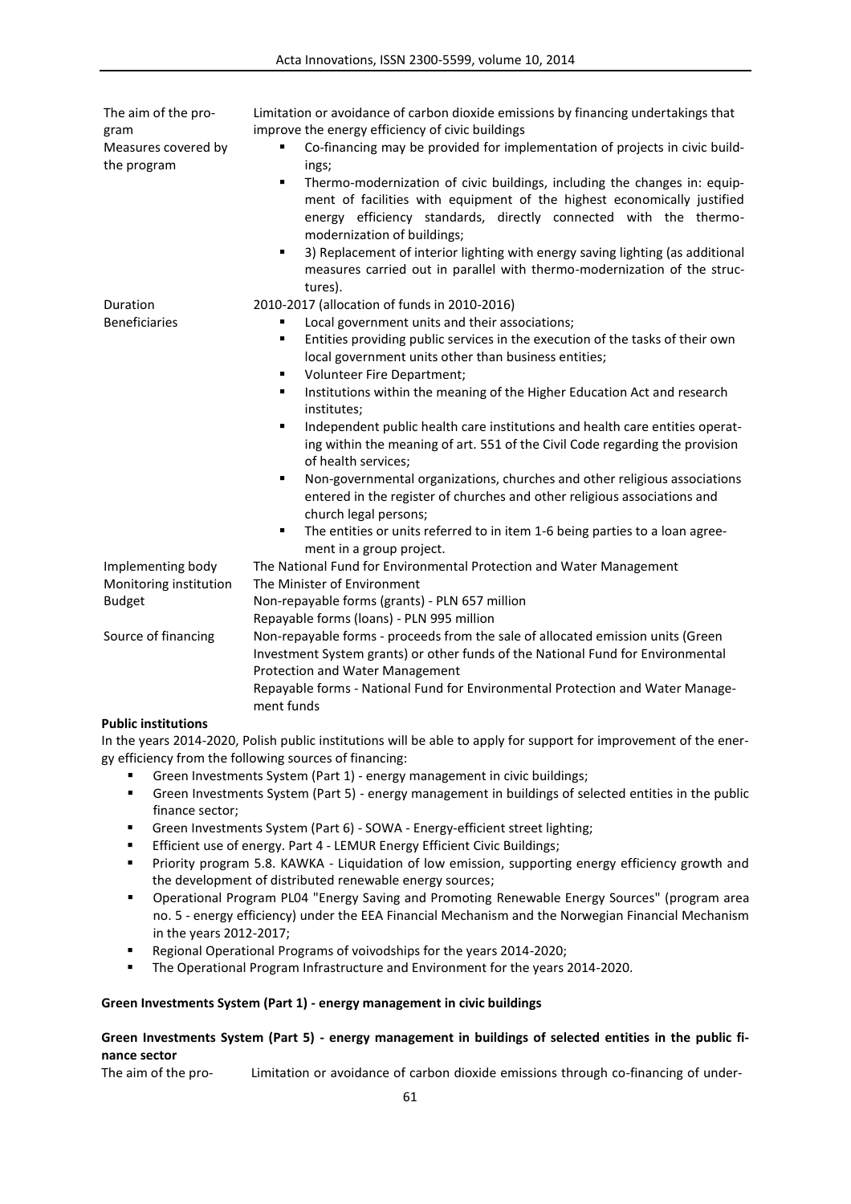| | |
|---|---|
| The aim of the program | Limitation or avoidance of carbon dioxide emissions by financing undertakings that improve the energy efficiency of civic buildings |
| Measures covered by the program | ▪ Co-financing may be provided for implementation of projects in civic buildings;<br>▪ Thermo-modernization of civic buildings, including the changes in: equipment of facilities with equipment of the highest economically justified energy efficiency standards, directly connected with the thermo-modernization of buildings;<br>▪ 3) Replacement of interior lighting with energy saving lighting (as additional measures carried out in parallel with thermo-modernization of the structures). |
| Duration | 2010-2017 (allocation of funds in 2010-2016) |
| Beneficiaries | ▪ Local government units and their associations;<br>▪ Entities providing public services in the execution of the tasks of their own local government units other than business entities;<br>▪ Volunteer Fire Department;<br>▪ Institutions within the meaning of the Higher Education Act and research institutes;<br>▪ Independent public health care institutions and health care entities operating within the meaning of art. 551 of the Civil Code regarding the provision of health services;<br>▪ Non-governmental organizations, churches and other religious associations entered in the register of churches and other religious associations and church legal persons;<br>▪ The entities or units referred to in item 1-6 being parties to a loan agreement in a group project. |
| Implementing body | The National Fund for Environmental Protection and Water Management |
| Monitoring institution | The Minister of Environment |
| Budget | Non-repayable forms (grants) - PLN 657 million<br>Repayable forms (loans) - PLN 995 million |
| Source of financing | Non-repayable forms - proceeds from the sale of allocated emission units (Green Investment System grants) or other funds of the National Fund for Environmental Protection and Water Management<br>Repayable forms - National Fund for Environmental Protection and Water Management funds |

**Public institutions**

In the years 2014-2020, Polish public institutions will be able to apply for support for improvement of the energy efficiency from the following sources of financing:

- Green Investments System (Part 1) - energy management in civic buildings;
- Green Investments System (Part 5) - energy management in buildings of selected entities in the public finance sector;
- Green Investments System (Part 6) - SOWA - Energy-efficient street lighting;
- Efficient use of energy. Part 4 - LEMUR Energy Efficient Civic Buildings;
- Priority program 5.8. KAWKA - Liquidation of low emission, supporting energy efficiency growth and the development of distributed renewable energy sources;
- Operational Program PL04 "Energy Saving and Promoting Renewable Energy Sources" (program area no. 5 - energy efficiency) under the EEA Financial Mechanism and the Norwegian Financial Mechanism in the years 2012-2017;
- Regional Operational Programs of voivodships for the years 2014-2020;
- The Operational Program Infrastructure and Environment for the years 2014-2020.

**Green Investments System (Part 1) - energy management in civic buildings**

**Green Investments System (Part 5) - energy management in buildings of selected entities in the public finance sector**

| | |
|---|---|
| The aim of the pro- | Limitation or avoidance of carbon dioxide emissions through co-financing of under- |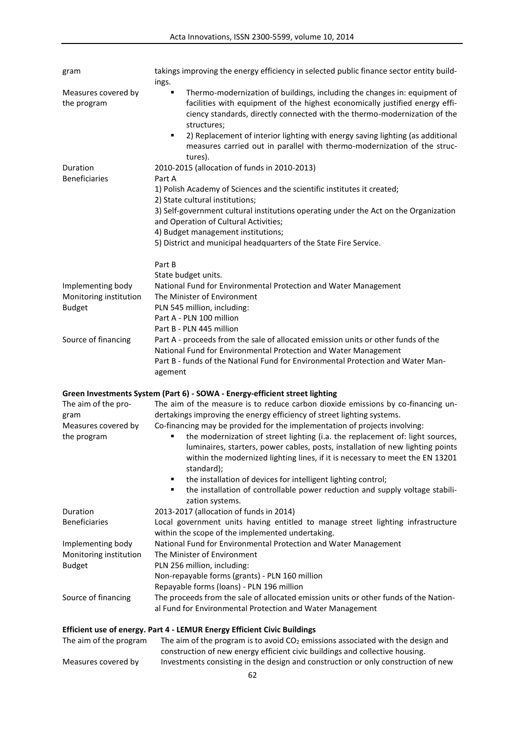| | |
|---|---|
| gram | takings improving the energy efficiency in selected public finance sector entity buildings. |
| Measures covered by the program | ▪ Thermo-modernization of buildings, including the changes in: equipment of facilities with equipment of the highest economically justified energy efficiency standards, directly connected with the thermo-modernization of the structures;<br>▪ 2) Replacement of interior lighting with energy saving lighting (as additional measures carried out in parallel with thermo-modernization of the structures). |
| Duration | 2010-2015 (allocation of funds in 2010-2013) |
| Beneficiaries | Part A<br>1) Polish Academy of Sciences and the scientific institutes it created;<br>2) State cultural institutions;<br>3) Self-government cultural institutions operating under the Act on the Organization and Operation of Cultural Activities;<br>4) Budget management institutions;<br>5) District and municipal headquarters of the State Fire Service.<br><br>Part B<br>State budget units. |
| Implementing body | National Fund for Environmental Protection and Water Management |
| Monitoring institution | The Minister of Environment |
| Budget | PLN 545 million, including:<br>Part A - PLN 100 million<br>Part B - PLN 445 million |
| Source of financing | Part A - proceeds from the sale of allocated emission units or other funds of the National Fund for Environmental Protection and Water Management<br>Part B - funds of the National Fund for Environmental Protection and Water Management |

**Green Investments System (Part 6) - SOWA - Energy-efficient street lighting**

| | |
|---|---|
| The aim of the program | The aim of the measure is to reduce carbon dioxide emissions by co-financing undertakings improving the energy efficiency of street lighting systems. |
| Measures covered by the program | Co-financing may be provided for the implementation of projects involving:<br>▪ the modernization of street lighting (i.a. the replacement of: light sources, luminaires, starters, power cables, posts, installation of new lighting points within the modernized lighting lines, if it is necessary to meet the EN 13201 standard);<br>▪ the installation of devices for intelligent lighting control;<br>▪ the installation of controllable power reduction and supply voltage stabilization systems. |
| Duration | 2013-2017 (allocation of funds in 2014) |
| Beneficiaries | Local government units having entitled to manage street lighting infrastructure within the scope of the implemented undertaking. |
| Implementing body | National Fund for Environmental Protection and Water Management |
| Monitoring institution | The Minister of Environment |
| Budget | PLN 256 million, including:<br>Non-repayable forms (grants) - PLN 160 million<br>Repayable forms (loans) - PLN 196 million |
| Source of financing | The proceeds from the sale of allocated emission units or other funds of the National Fund for Environmental Protection and Water Management |

**Efficient use of energy. Part 4 - LEMUR Energy Efficient Civic Buildings**

| | |
|---|---|
| The aim of the program | The aim of the program is to avoid $CO_2$ emissions associated with the design and construction of new energy efficient civic buildings and collective housing. |
| Measures covered by | Investments consisting in the design and construction or only construction of new |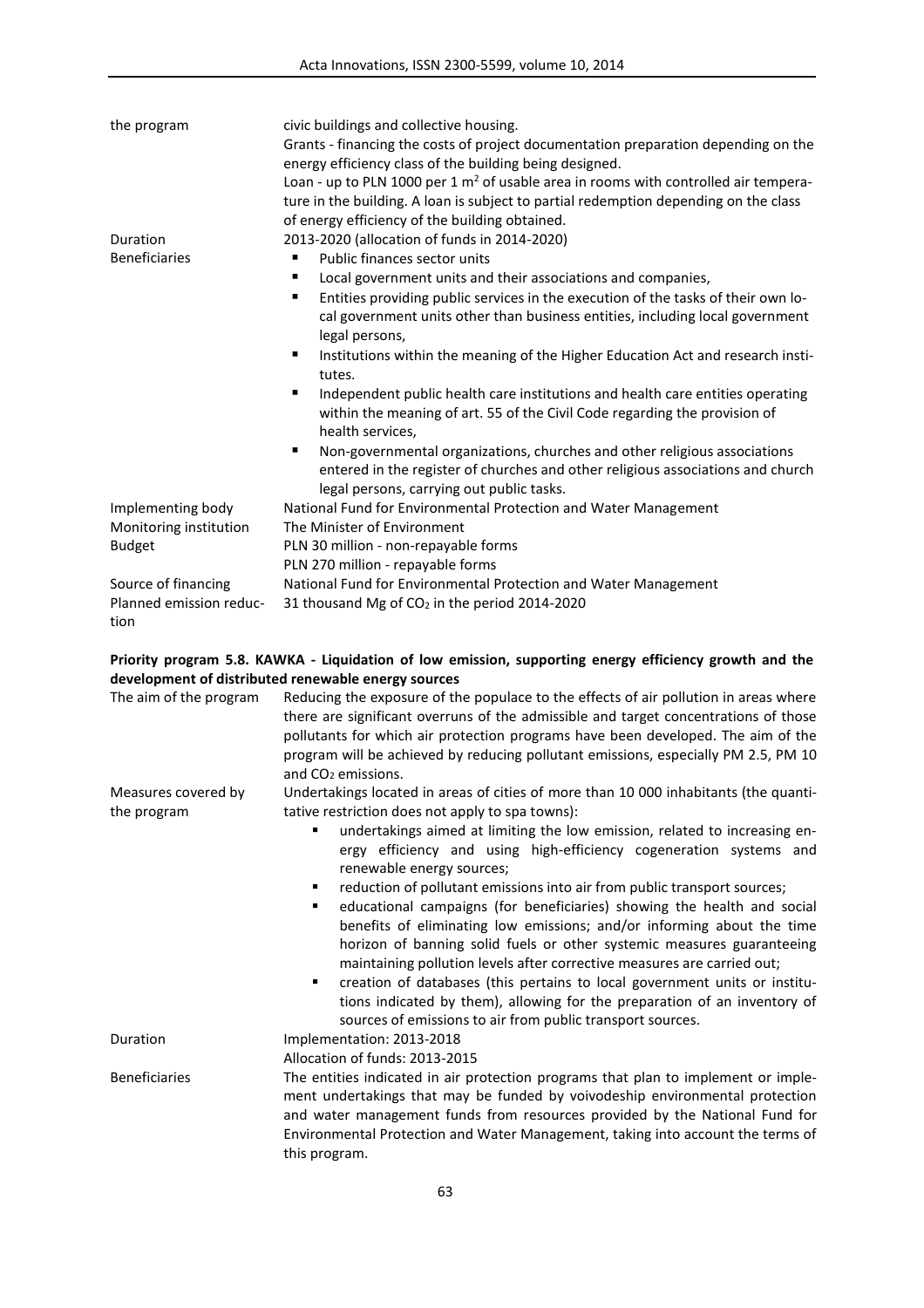| | |
|---|---|
| the program | civic buildings and collective housing.<br>Grants - financing the costs of project documentation preparation depending on the energy efficiency class of the building being designed.<br>Loan - up to PLN 1000 per 1 $m^2$ of usable area in rooms with controlled air temperature in the building. A loan is subject to partial redemption depending on the class of energy efficiency of the building obtained. |
| Duration | 2013-2020 (allocation of funds in 2014-2020) |
| Beneficiaries | ▪ Public finances sector units<br>▪ Local government units and their associations and companies,<br>▪ Entities providing public services in the execution of the tasks of their own local government units other than business entities, including local government legal persons,<br>▪ Institutions within the meaning of the Higher Education Act and research institutes.<br>▪ Independent public health care institutions and health care entities operating within the meaning of art. 55 of the Civil Code regarding the provision of health services,<br>▪ Non-governmental organizations, churches and other religious associations entered in the register of churches and other religious associations and church legal persons, carrying out public tasks. |
| Implementing body | National Fund for Environmental Protection and Water Management |
| Monitoring institution | The Minister of Environment |
| Budget | PLN 30 million - non-repayable forms<br>PLN 270 million - repayable forms |
| Source of financing | National Fund for Environmental Protection and Water Management |
| Planned emission reduction | 31 thousand Mg of $CO_2$ in the period 2014-2020 |

**Priority program 5.8. KAWKA - Liquidation of low emission, supporting energy efficiency growth and the development of distributed renewable energy sources**

| | |
|---|---|
| The aim of the program | Reducing the exposure of the populace to the effects of air pollution in areas where there are significant overruns of the admissible and target concentrations of those pollutants for which air protection programs have been developed. The aim of the program will be achieved by reducing pollutant emissions, especially PM 2.5, PM 10 and $CO_2$ emissions. |
| Measures covered by the program | Undertakings located in areas of cities of more than 10 000 inhabitants (the quantitative restriction does not apply to spa towns):<br>▪ undertakings aimed at limiting the low emission, related to increasing energy efficiency and using high-efficiency cogeneration systems and renewable energy sources;<br>▪ reduction of pollutant emissions into air from public transport sources;<br>▪ educational campaigns (for beneficiaries) showing the health and social benefits of eliminating low emissions; and/or informing about the time horizon of banning solid fuels or other systemic measures guaranteeing maintaining pollution levels after corrective measures are carried out;<br>▪ creation of databases (this pertains to local government units or institutions indicated by them), allowing for the preparation of an inventory of sources of emissions to air from public transport sources. |
| Duration | Implementation: 2013-2018<br>Allocation of funds: 2013-2015 |
| Beneficiaries | The entities indicated in air protection programs that plan to implement or implement undertakings that may be funded by voivodeship environmental protection and water management funds from resources provided by the National Fund for Environmental Protection and Water Management, taking into account the terms of this program. |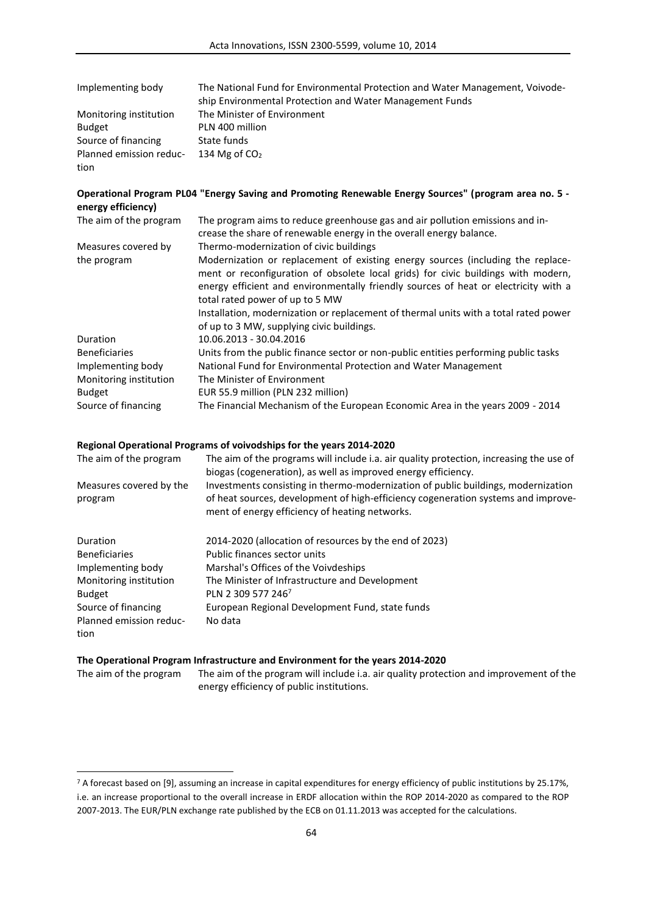| | |
|---|---|
| Implementing body | The National Fund for Environmental Protection and Water Management, Voivodeship Environmental Protection and Water Management Funds |
| Monitoring institution | The Minister of Environment |
| Budget | PLN 400 million |
| Source of financing | State funds |
| Planned emission reduction | 134 Mg of $CO_2$ |

**Operational Program PL04 "Energy Saving and Promoting Renewable Energy Sources" (program area no. 5 - energy efficiency)**

| | |
|---|---|
| The aim of the program | The program aims to reduce greenhouse gas and air pollution emissions and increase the share of renewable energy in the overall energy balance. |
| Measures covered by the program | Thermo-modernization of civic buildings<br>Modernization or replacement of existing energy sources (including the replacement or reconfiguration of obsolete local grids) for civic buildings with modern, energy efficient and environmentally friendly sources of heat or electricity with a total rated power of up to 5 MW<br>Installation, modernization or replacement of thermal units with a total rated power of up to 3 MW, supplying civic buildings. |
| Duration | 10.06.2013 - 30.04.2016 |
| Beneficiaries | Units from the public finance sector or non-public entities performing public tasks |
| Implementing body | National Fund for Environmental Protection and Water Management |
| Monitoring institution | The Minister of Environment |
| Budget | EUR 55.9 million (PLN 232 million) |
| Source of financing | The Financial Mechanism of the European Economic Area in the years 2009 - 2014 |

**Regional Operational Programs of voivodships for the years 2014-2020**

| | |
|---|---|
| The aim of the program | The aim of the programs will include i.a. air quality protection, increasing the use of biogas (cogeneration), as well as improved energy efficiency. |
| Measures covered by the program | Investments consisting in thermo-modernization of public buildings, modernization of heat sources, development of high-efficiency cogeneration systems and improvement of energy efficiency of heating networks. |
| Duration | 2014-2020 (allocation of resources by the end of 2023) |
| Beneficiaries | Public finances sector units |
| Implementing body | Marshal's Offices of the Voivdeships |
| Monitoring institution | The Minister of Infrastructure and Development |
| Budget | PLN 2 309 577 246[7] |
| Source of financing | European Regional Development Fund, state funds |
| Planned emission reduction | No data |

**The Operational Program Infrastructure and Environment for the years 2014-2020**

| | |
|---|---|
| The aim of the program | The aim of the program will include i.a. air quality protection and improvement of the energy efficiency of public institutions. |

[7] A forecast based on [9], assuming an increase in capital expenditures for energy efficiency of public institutions by 25.17%, i.e. an increase proportional to the overall increase in ERDF allocation within the ROP 2014-2020 as compared to the ROP 2007-2013. The EUR/PLN exchange rate published by the ECB on 01.11.2013 was accepted for the calculations.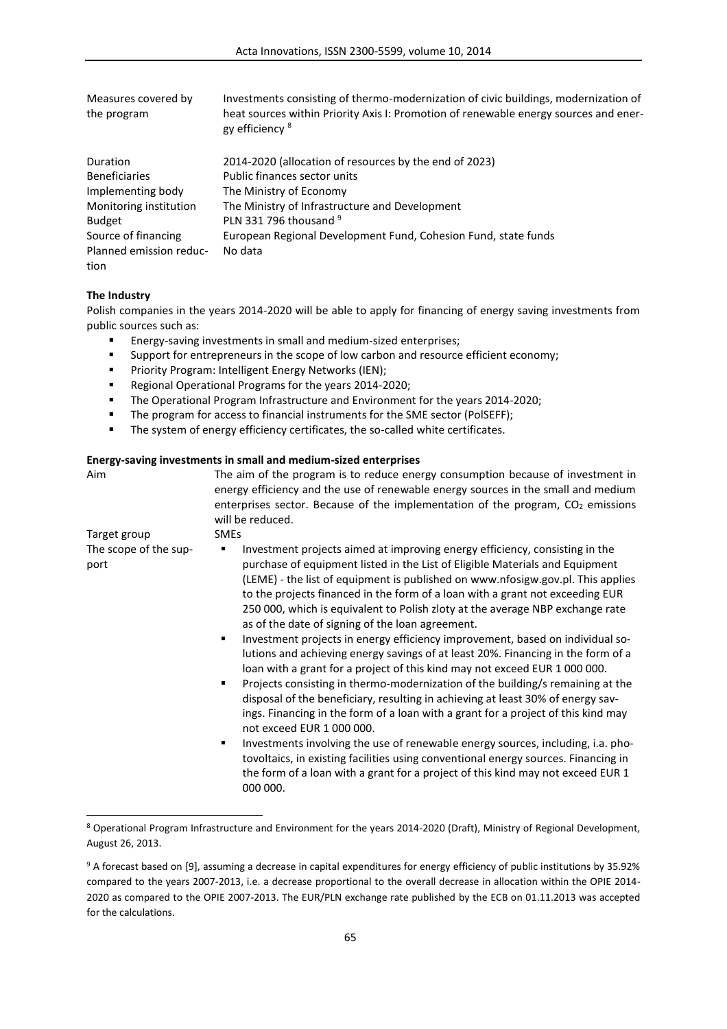| | |
|---|---|
| Measures covered by the program | Investments consisting of thermo-modernization of civic buildings, modernization of heat sources within Priority Axis I: Promotion of renewable energy sources and energy efficiency [8] |
| Duration | 2014-2020 (allocation of resources by the end of 2023) |
| Beneficiaries | Public finances sector units |
| Implementing body | The Ministry of Economy |
| Monitoring institution | The Ministry of Infrastructure and Development |
| Budget | PLN 331 796 thousand [9] |
| Source of financing | European Regional Development Fund, Cohesion Fund, state funds |
| Planned emission reduction | No data |

**The Industry**

Polish companies in the years 2014-2020 will be able to apply for financing of energy saving investments from public sources such as:

- Energy-saving investments in small and medium-sized enterprises;
- Support for entrepreneurs in the scope of low carbon and resource efficient economy;
- Priority Program: Intelligent Energy Networks (IEN);
- Regional Operational Programs for the years 2014-2020;
- The Operational Program Infrastructure and Environment for the years 2014-2020;
- The program for access to financial instruments for the SME sector (PolSEFF);
- The system of energy efficiency certificates, the so-called white certificates.

**Energy-saving investments in small and medium-sized enterprises**

| | |
|---|---|
| Aim | The aim of the program is to reduce energy consumption because of investment in energy efficiency and the use of renewable energy sources in the small and medium enterprises sector. Because of the implementation of the program, $CO_2$ emissions will be reduced. |
| Target group | SMEs |
| The scope of the support | ▪ Investment projects aimed at improving energy efficiency, consisting in the purchase of equipment listed in the List of Eligible Materials and Equipment (LEME) - the list of equipment is published on www.nfosigw.gov.pl. This applies to the projects financed in the form of a loan with a grant not exceeding EUR 250 000, which is equivalent to Polish zloty at the average NBP exchange rate as of the date of signing of the loan agreement.<br>▪ Investment projects in energy efficiency improvement, based on individual solutions and achieving energy savings of at least 20%. Financing in the form of a loan with a grant for a project of this kind may not exceed EUR 1 000 000.<br>▪ Projects consisting in thermo-modernization of the building/s remaining at the disposal of the beneficiary, resulting in achieving at least 30% of energy savings. Financing in the form of a loan with a grant for a project of this kind may not exceed EUR 1 000 000.<br>▪ Investments involving the use of renewable energy sources, including, i.a. photovoltaics, in existing facilities using conventional energy sources. Financing in the form of a loan with a grant for a project of this kind may not exceed EUR 1 000 000. |

[8] Operational Program Infrastructure and Environment for the years 2014-2020 (Draft), Ministry of Regional Development, August 26, 2013.

[9] A forecast based on [9], assuming a decrease in capital expenditures for energy efficiency of public institutions by 35.92% compared to the years 2007-2013, i.e. a decrease proportional to the overall decrease in allocation within the OPIE 2014-2020 as compared to the OPIE 2007-2013. The EUR/PLN exchange rate published by the ECB on 01.11.2013 was accepted for the calculations.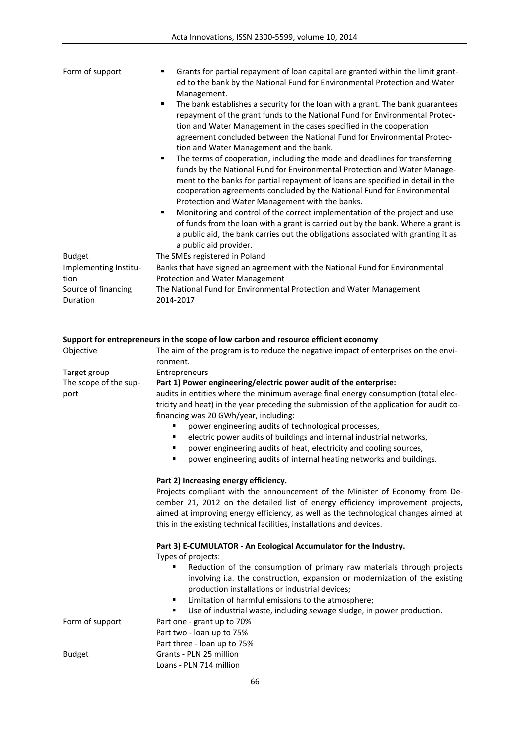| | |
|---|---|
| Form of support | ▪ Grants for partial repayment of loan capital are granted within the limit granted to the bank by the National Fund for Environmental Protection and Water Management.<br>▪ The bank establishes a security for the loan with a grant. The bank guarantees repayment of the grant funds to the National Fund for Environmental Protection and Water Management in the cases specified in the cooperation agreement concluded between the National Fund for Environmental Protection and Water Management and the bank.<br>▪ The terms of cooperation, including the mode and deadlines for transferring funds by the National Fund for Environmental Protection and Water Management to the banks for partial repayment of loans are specified in detail in the cooperation agreements concluded by the National Fund for Environmental Protection and Water Management with the banks.<br>▪ Monitoring and control of the correct implementation of the project and use of funds from the loan with a grant is carried out by the bank. Where a grant is a public aid, the bank carries out the obligations associated with granting it as a public aid provider. |
| Budget | The SMEs registered in Poland |
| Implementing Institution | Banks that have signed an agreement with the National Fund for Environmental Protection and Water Management |
| Source of financing | The National Fund for Environmental Protection and Water Management |
| Duration | 2014-2017 |

**Support for entrepreneurs in the scope of low carbon and resource efficient economy**

| | |
|---|---|
| Objective | The aim of the program is to reduce the negative impact of enterprises on the environment. |
| Target group | Entrepreneurs |
| The scope of the support | **Part 1) Power engineering/electric power audit of the enterprise:**<br>audits in entities where the minimum average final energy consumption (total electricity and heat) in the year preceding the submission of the application for audit co-financing was 20 GWh/year, including:<br>▪ power engineering audits of technological processes,<br>▪ electric power audits of buildings and internal industrial networks,<br>▪ power engineering audits of heat, electricity and cooling sources,<br>▪ power engineering audits of internal heating networks and buildings.<br><br>**Part 2) Increasing energy efficiency.**<br>Projects compliant with the announcement of the Minister of Economy from December 21, 2012 on the detailed list of energy efficiency improvement projects, aimed at improving energy efficiency, as well as the technological changes aimed at this in the existing technical facilities, installations and devices.<br><br>**Part 3) E-CUMULATOR - An Ecological Accumulator for the Industry.**<br>Types of projects:<br>▪ Reduction of the consumption of primary raw materials through projects involving i.a. the construction, expansion or modernization of the existing production installations or industrial devices;<br>▪ Limitation of harmful emissions to the atmosphere;<br>▪ Use of industrial waste, including sewage sludge, in power production. |
| Form of support | Part one - grant up to 70%<br>Part two - loan up to 75%<br>Part three - loan up to 75% |
| Budget | Grants - PLN 25 million<br>Loans - PLN 714 million |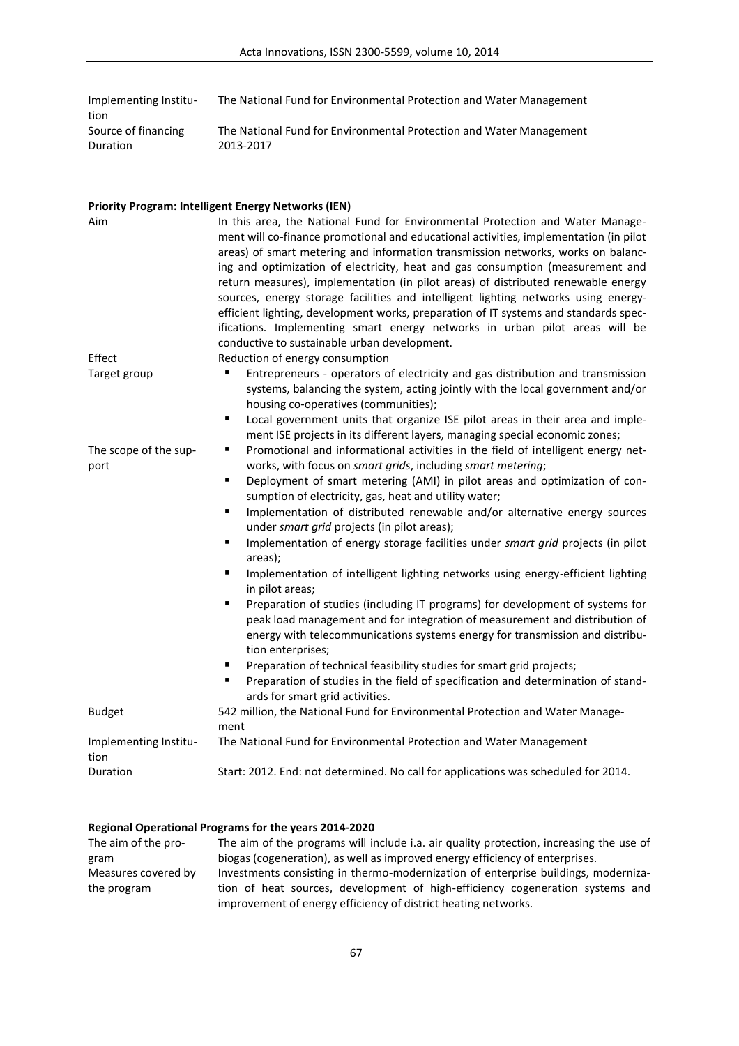| | |
|---|---|
| Implementing Institution | The National Fund for Environmental Protection and Water Management |
| Source of financing | The National Fund for Environmental Protection and Water Management |
| Duration | 2013-2017 |

**Priority Program: Intelligent Energy Networks (IEN)**

| | |
|---|---|
| Aim | In this area, the National Fund for Environmental Protection and Water Management will co-finance promotional and educational activities, implementation (in pilot areas) of smart metering and information transmission networks, works on balancing and optimization of electricity, heat and gas consumption (measurement and return measures), implementation (in pilot areas) of distributed renewable energy sources, energy storage facilities and intelligent lighting networks using energy-efficient lighting, development works, preparation of IT systems and standards specifications. Implementing smart energy networks in urban pilot areas will be conductive to sustainable urban development. |
| Effect | Reduction of energy consumption |
| Target group | ▪ Entrepreneurs - operators of electricity and gas distribution and transmission systems, balancing the system, acting jointly with the local government and/or housing co-operatives (communities);<br>▪ Local government units that organize ISE pilot areas in their area and implement ISE projects in its different layers, managing special economic zones; |
| The scope of the support | ▪ Promotional and informational activities in the field of intelligent energy networks, with focus on *smart grids*, including *smart metering*;<br>▪ Deployment of smart metering (AMI) in pilot areas and optimization of consumption of electricity, gas, heat and utility water;<br>▪ Implementation of distributed renewable and/or alternative energy sources under *smart grid* projects (in pilot areas);<br>▪ Implementation of energy storage facilities under *smart grid* projects (in pilot areas);<br>▪ Implementation of intelligent lighting networks using energy-efficient lighting in pilot areas;<br>▪ Preparation of studies (including IT programs) for development of systems for peak load management and for integration of measurement and distribution of energy with telecommunications systems energy for transmission and distribution enterprises;<br>▪ Preparation of technical feasibility studies for smart grid projects;<br>▪ Preparation of studies in the field of specification and determination of standards for smart grid activities. |
| Budget | 542 million, the National Fund for Environmental Protection and Water Management |
| Implementing Institution | The National Fund for Environmental Protection and Water Management |
| Duration | Start: 2012. End: not determined. No call for applications was scheduled for 2014. |

**Regional Operational Programs for the years 2014-2020**

| | |
|---|---|
| The aim of the program | The aim of the programs will include i.a. air quality protection, increasing the use of biogas (cogeneration), as well as improved energy efficiency of enterprises. |
| Measures covered by the program | Investments consisting in thermo-modernization of enterprise buildings, modernization of heat sources, development of high-efficiency cogeneration systems and improvement of energy efficiency of district heating networks. |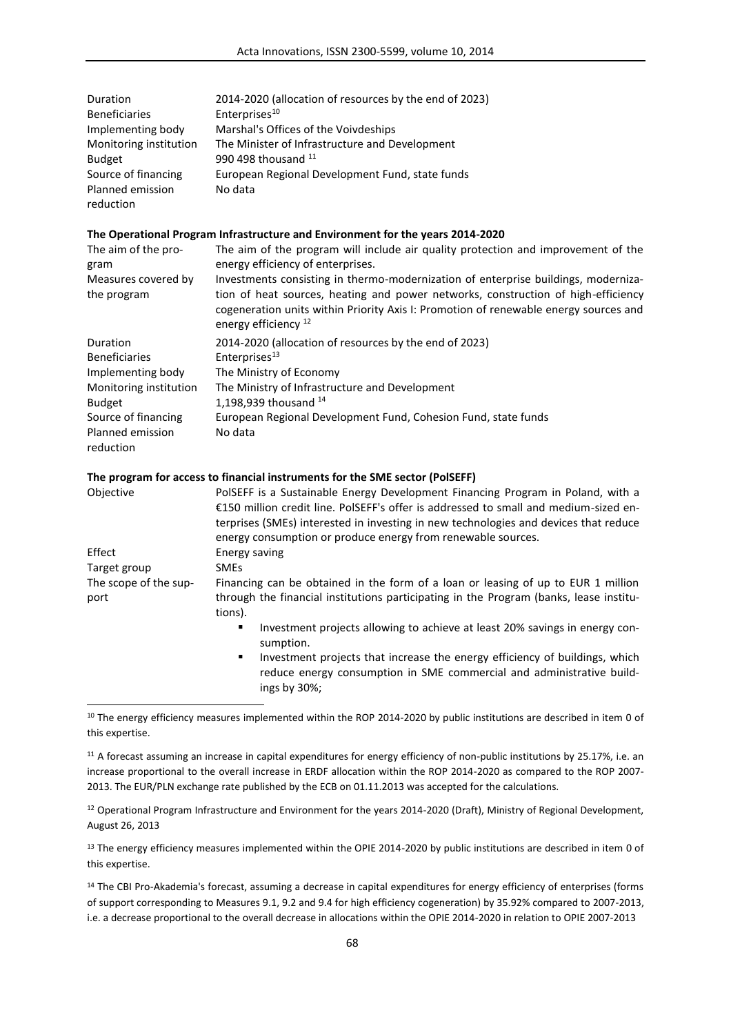| | |
|---|---|
| Duration | 2014-2020 (allocation of resources by the end of 2023) |
| Beneficiaries | Enterprises[10] |
| Implementing body | Marshal's Offices of the Voivdeships |
| Monitoring institution | The Minister of Infrastructure and Development |
| Budget | 990 498 thousand [11] |
| Source of financing | European Regional Development Fund, state funds |
| Planned emission reduction | No data |

**The Operational Program Infrastructure and Environment for the years 2014-2020**

| | |
|---|---|
| The aim of the program | The aim of the program will include air quality protection and improvement of the energy efficiency of enterprises. |
| Measures covered by the program | Investments consisting in thermo-modernization of enterprise buildings, modernization of heat sources, heating and power networks, construction of high-efficiency cogeneration units within Priority Axis I: Promotion of renewable energy sources and energy efficiency [12] |
| Duration | 2014-2020 (allocation of resources by the end of 2023) |
| Beneficiaries | Enterprises[13] |
| Implementing body | The Ministry of Economy |
| Monitoring institution | The Ministry of Infrastructure and Development |
| Budget | 1,198,939 thousand [14] |
| Source of financing | European Regional Development Fund, Cohesion Fund, state funds |
| Planned emission reduction | No data |

**The program for access to financial instruments for the SME sector (PolSEFF)**

| | |
|---|---|
| Objective | PolSEFF is a Sustainable Energy Development Financing Program in Poland, with a €150 million credit line. PolSEFF's offer is addressed to small and medium-sized enterprises (SMEs) interested in investing in new technologies and devices that reduce energy consumption or produce energy from renewable sources. |
| Effect | Energy saving |
| Target group | SMEs |
| The scope of the support | Financing can be obtained in the form of a loan or leasing of up to EUR 1 million through the financial institutions participating in the Program (banks, lease institutions).<br>▪ Investment projects allowing to achieve at least 20% savings in energy consumption.<br>▪ Investment projects that increase the energy efficiency of buildings, which reduce energy consumption in SME commercial and administrative buildings by 30%; |

[10] The energy efficiency measures implemented within the ROP 2014-2020 by public institutions are described in item 0 of this expertise.

[11] A forecast assuming an increase in capital expenditures for energy efficiency of non-public institutions by 25.17%, i.e. an increase proportional to the overall increase in ERDF allocation within the ROP 2014-2020 as compared to the ROP 2007-2013. The EUR/PLN exchange rate published by the ECB on 01.11.2013 was accepted for the calculations.

[12] Operational Program Infrastructure and Environment for the years 2014-2020 (Draft), Ministry of Regional Development, August 26, 2013

[13] The energy efficiency measures implemented within the OPIE 2014-2020 by public institutions are described in item 0 of this expertise.

[14] The CBI Pro-Akademia's forecast, assuming a decrease in capital expenditures for energy efficiency of enterprises (forms of support corresponding to Measures 9.1, 9.2 and 9.4 for high efficiency cogeneration) by 35.92% compared to 2007-2013, i.e. a decrease proportional to the overall decrease in allocations within the OPIE 2014-2020 in relation to OPIE 2007-2013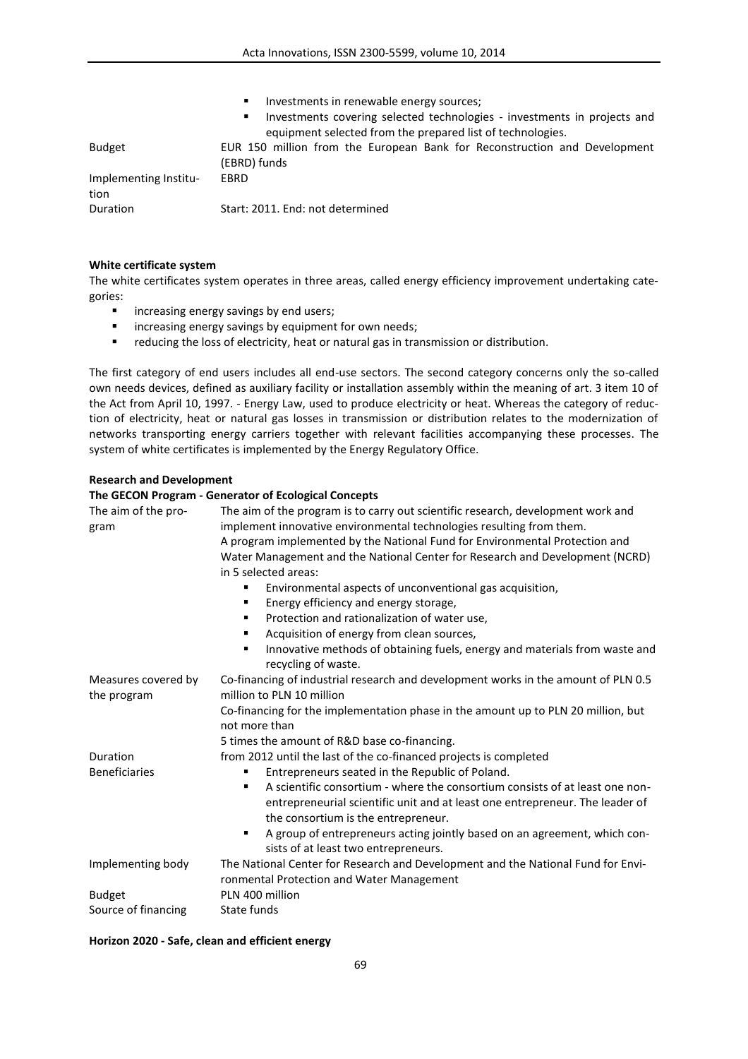| | |
|---|---|
| | ▪ Investments in renewable energy sources;<br>▪ Investments covering selected technologies - investments in projects and equipment selected from the prepared list of technologies. |
| Budget | EUR 150 million from the European Bank for Reconstruction and Development (EBRD) funds |
| Implementing Institution | EBRD |
| Duration | Start: 2011. End: not determined |

**White certificate system**

The white certificates system operates in three areas, called energy efficiency improvement undertaking categories:

- increasing energy savings by end users;
- increasing energy savings by equipment for own needs;
- reducing the loss of electricity, heat or natural gas in transmission or distribution.

The first category of end users includes all end-use sectors. The second category concerns only the so-called own needs devices, defined as auxiliary facility or installation assembly within the meaning of art. 3 item 10 of the Act from April 10, 1997. - Energy Law, used to produce electricity or heat. Whereas the category of reduction of electricity, heat or natural gas losses in transmission or distribution relates to the modernization of networks transporting energy carriers together with relevant facilities accompanying these processes. The system of white certificates is implemented by the Energy Regulatory Office.

**Research and Development**

**The GECON Program - Generator of Ecological Concepts**

| | |
|---|---|
| The aim of the program | The aim of the program is to carry out scientific research, development work and implement innovative environmental technologies resulting from them.<br>A program implemented by the National Fund for Environmental Protection and Water Management and the National Center for Research and Development (NCRD) in 5 selected areas:<br>▪ Environmental aspects of unconventional gas acquisition,<br>▪ Energy efficiency and energy storage,<br>▪ Protection and rationalization of water use,<br>▪ Acquisition of energy from clean sources,<br>▪ Innovative methods of obtaining fuels, energy and materials from waste and recycling of waste. |
| Measures covered by the program | Co-financing of industrial research and development works in the amount of PLN 0.5 million to PLN 10 million<br>Co-financing for the implementation phase in the amount up to PLN 20 million, but not more than<br>5 times the amount of R&D base co-financing. |
| Duration | from 2012 until the last of the co-financed projects is completed |
| Beneficiaries | ▪ Entrepreneurs seated in the Republic of Poland.<br>▪ A scientific consortium - where the consortium consists of at least one non-entrepreneurial scientific unit and at least one entrepreneur. The leader of the consortium is the entrepreneur.<br>▪ A group of entrepreneurs acting jointly based on an agreement, which consists of at least two entrepreneurs. |
| Implementing body | The National Center for Research and Development and the National Fund for Environmental Protection and Water Management |
| Budget | PLN 400 million |
| Source of financing | State funds |

**Horizon 2020 - Safe, clean and efficient energy**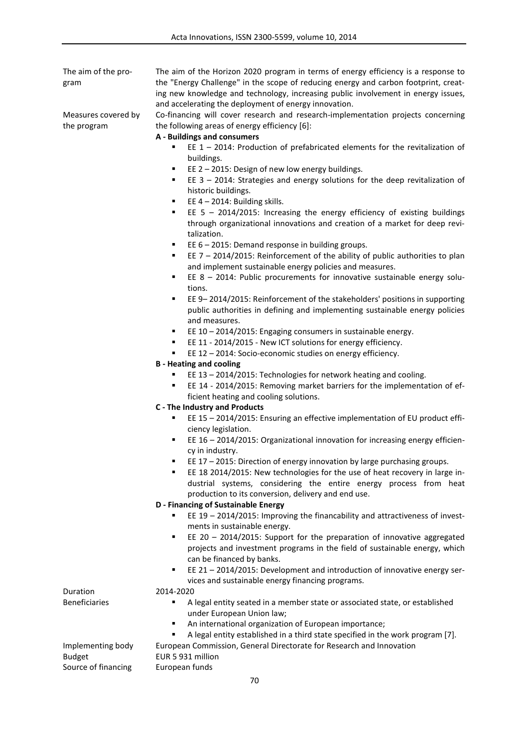| | |
|---|---|
| The aim of the program | The aim of the Horizon 2020 program in terms of energy efficiency is a response to the "Energy Challenge" in the scope of reducing energy and carbon footprint, creating new knowledge and technology, increasing public involvement in energy issues, and accelerating the deployment of energy innovation. |
| Measures covered by the program | Co-financing will cover research and research-implementation projects concerning the following areas of energy efficiency [6]:<br>**A - Buildings and consumers**<br>▪ EE 1 – 2014: Production of prefabricated elements for the revitalization of buildings.<br>▪ EE 2 – 2015: Design of new low energy buildings.<br>▪ EE 3 – 2014: Strategies and energy solutions for the deep revitalization of historic buildings.<br>▪ EE 4 – 2014: Building skills.<br>▪ EE 5 – 2014/2015: Increasing the energy efficiency of existing buildings through organizational innovations and creation of a market for deep revitalization.<br>▪ EE 6 – 2015: Demand response in building groups.<br>▪ EE 7 – 2014/2015: Reinforcement of the ability of public authorities to plan and implement sustainable energy policies and measures.<br>▪ EE 8 – 2014: Public procurements for innovative sustainable energy solutions.<br>▪ EE 9– 2014/2015: Reinforcement of the stakeholders' positions in supporting public authorities in defining and implementing sustainable energy policies and measures.<br>▪ EE 10 – 2014/2015: Engaging consumers in sustainable energy.<br>▪ EE 11 - 2014/2015 - New ICT solutions for energy efficiency.<br>▪ EE 12 – 2014: Socio-economic studies on energy efficiency.<br>**B - Heating and cooling**<br>▪ EE 13 – 2014/2015: Technologies for network heating and cooling.<br>▪ EE 14 - 2014/2015: Removing market barriers for the implementation of efficient heating and cooling solutions.<br>**C - The Industry and Products**<br>▪ EE 15 – 2014/2015: Ensuring an effective implementation of EU product efficiency legislation.<br>▪ EE 16 – 2014/2015: Organizational innovation for increasing energy efficiency in industry.<br>▪ EE 17 – 2015: Direction of energy innovation by large purchasing groups.<br>▪ EE 18 2014/2015: New technologies for the use of heat recovery in large industrial systems, considering the entire energy process from heat production to its conversion, delivery and end use.<br>**D - Financing of Sustainable Energy**<br>▪ EE 19 – 2014/2015: Improving the financability and attractiveness of investments in sustainable energy.<br>▪ EE 20 – 2014/2015: Support for the preparation of innovative aggregated projects and investment programs in the field of sustainable energy, which can be financed by banks.<br>▪ EE 21 – 2014/2015: Development and introduction of innovative energy services and sustainable energy financing programs. |
| Duration | 2014-2020 |
| Beneficiaries | ▪ A legal entity seated in a member state or associated state, or established under European Union law;<br>▪ An international organization of European importance;<br>▪ A legal entity established in a third state specified in the work program [7]. |
| Implementing body | European Commission, General Directorate for Research and Innovation |
| Budget | EUR 5 931 million |
| Source of financing | European funds |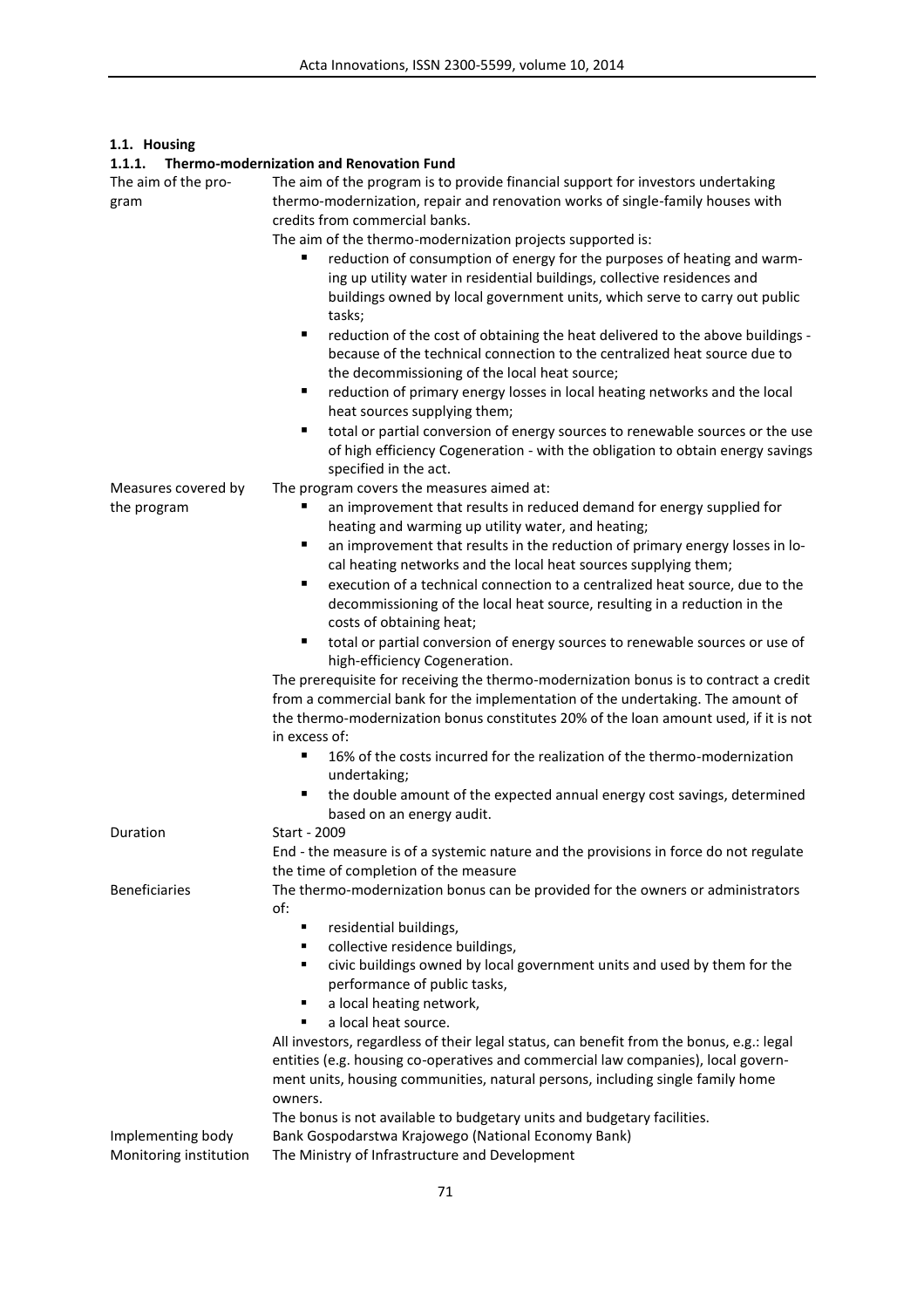### 1.1. Housing

#### 1.1.1. Thermo-modernization and Renovation Fund

| | |
|---|---|
| The aim of the program | The aim of the program is to provide financial support for investors undertaking thermo-modernization, repair and renovation works of single-family houses with credits from commercial banks.<br>The aim of the thermo-modernization projects supported is:<br>▪ reduction of consumption of energy for the purposes of heating and warming up utility water in residential buildings, collective residences and buildings owned by local government units, which serve to carry out public tasks;<br>▪ reduction of the cost of obtaining the heat delivered to the above buildings - because of the technical connection to the centralized heat source due to the decommissioning of the local heat source;<br>▪ reduction of primary energy losses in local heating networks and the local heat sources supplying them;<br>▪ total or partial conversion of energy sources to renewable sources or the use of high efficiency Cogeneration - with the obligation to obtain energy savings specified in the act. |
| Measures covered by the program | The program covers the measures aimed at:<br>▪ an improvement that results in reduced demand for energy supplied for heating and warming up utility water, and heating;<br>▪ an improvement that results in the reduction of primary energy losses in local heating networks and the local heat sources supplying them;<br>▪ execution of a technical connection to a centralized heat source, due to the decommissioning of the local heat source, resulting in a reduction in the costs of obtaining heat;<br>▪ total or partial conversion of energy sources to renewable sources or use of high-efficiency Cogeneration.<br>The prerequisite for receiving the thermo-modernization bonus is to contract a credit from a commercial bank for the implementation of the undertaking. The amount of the thermo-modernization bonus constitutes 20% of the loan amount used, if it is not in excess of:<br>▪ 16% of the costs incurred for the realization of the thermo-modernization undertaking;<br>▪ the double amount of the expected annual energy cost savings, determined based on an energy audit. |
| Duration | Start - 2009<br>End - the measure is of a systemic nature and the provisions in force do not regulate the time of completion of the measure |
| Beneficiaries | The thermo-modernization bonus can be provided for the owners or administrators of:<br>▪ residential buildings,<br>▪ collective residence buildings,<br>▪ civic buildings owned by local government units and used by them for the performance of public tasks,<br>▪ a local heating network,<br>▪ a local heat source.<br>All investors, regardless of their legal status, can benefit from the bonus, e.g.: legal entities (e.g. housing co-operatives and commercial law companies), local government units, housing communities, natural persons, including single family home owners.<br>The bonus is not available to budgetary units and budgetary facilities. |
| Implementing body | Bank Gospodarstwa Krajowego (National Economy Bank) |
| Monitoring institution | The Ministry of Infrastructure and Development |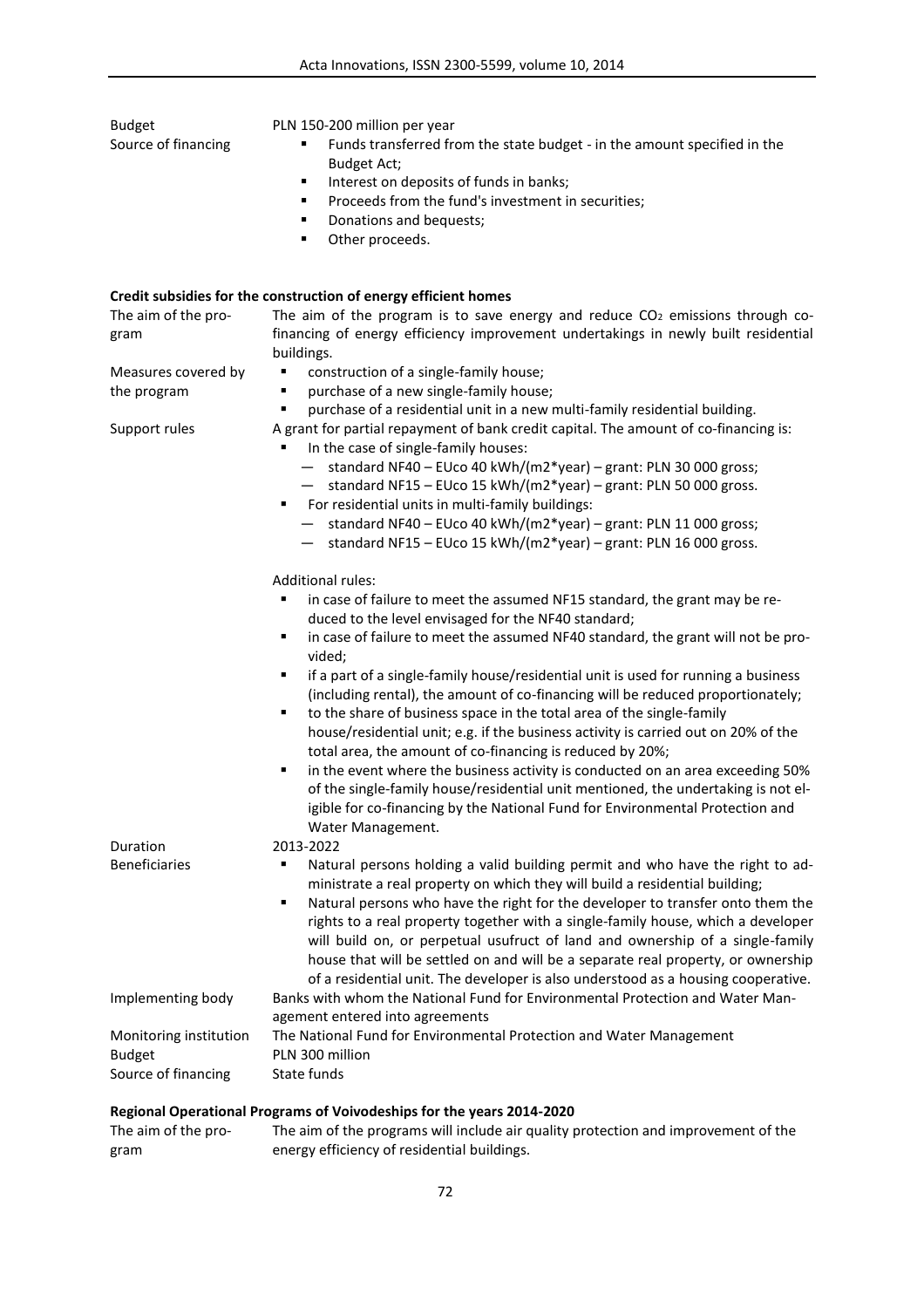| | |
|---|---|
| Budget | PLN 150-200 million per year |
| Source of financing | ▪ Funds transferred from the state budget - in the amount specified in the Budget Act;<br>▪ Interest on deposits of funds in banks;<br>▪ Proceeds from the fund's investment in securities;<br>▪ Donations and bequests;<br>▪ Other proceeds. |

**Credit subsidies for the construction of energy efficient homes**

| | |
|---|---|
| The aim of the program | The aim of the program is to save energy and reduce $CO_2$ emissions through co-financing of energy efficiency improvement undertakings in newly built residential buildings. |
| Measures covered by the program | ▪ construction of a single-family house;<br>▪ purchase of a new single-family house;<br>▪ purchase of a residential unit in a new multi-family residential building. |
| Support rules | A grant for partial repayment of bank credit capital. The amount of co-financing is:<br>▪ In the case of single-family houses:<br>— standard NF40 – EUco 40 kWh/(m2*year) – grant: PLN 30 000 gross;<br>— standard NF15 – EUco 15 kWh/(m2*year) – grant: PLN 50 000 gross.<br>▪ For residential units in multi-family buildings:<br>— standard NF40 – EUco 40 kWh/(m2*year) – grant: PLN 11 000 gross;<br>— standard NF15 – EUco 15 kWh/(m2*year) – grant: PLN 16 000 gross.<br><br>Additional rules:<br>▪ in case of failure to meet the assumed NF15 standard, the grant may be reduced to the level envisaged for the NF40 standard;<br>▪ in case of failure to meet the assumed NF40 standard, the grant will not be provided;<br>▪ if a part of a single-family house/residential unit is used for running a business (including rental), the amount of co-financing will be reduced proportionately;<br>▪ to the share of business space in the total area of the single-family house/residential unit; e.g. if the business activity is carried out on 20% of the total area, the amount of co-financing is reduced by 20%;<br>▪ in the event where the business activity is conducted on an area exceeding 50% of the single-family house/residential unit mentioned, the undertaking is not eligible for co-financing by the National Fund for Environmental Protection and Water Management. |
| Duration | 2013-2022 |
| Beneficiaries | ▪ Natural persons holding a valid building permit and who have the right to administrate a real property on which they will build a residential building;<br>▪ Natural persons who have the right for the developer to transfer onto them the rights to a real property together with a single-family house, which a developer will build on, or perpetual usufruct of land and ownership of a single-family house that will be settled on and will be a separate real property, or ownership of a residential unit. The developer is also understood as a housing cooperative. |
| Implementing body | Banks with whom the National Fund for Environmental Protection and Water Management entered into agreements |
| Monitoring institution | The National Fund for Environmental Protection and Water Management |
| Budget | PLN 300 million |
| Source of financing | State funds |

**Regional Operational Programs of Voivodeships for the years 2014-2020**

| | |
|---|---|
| The aim of the program | The aim of the programs will include air quality protection and improvement of the energy efficiency of residential buildings. |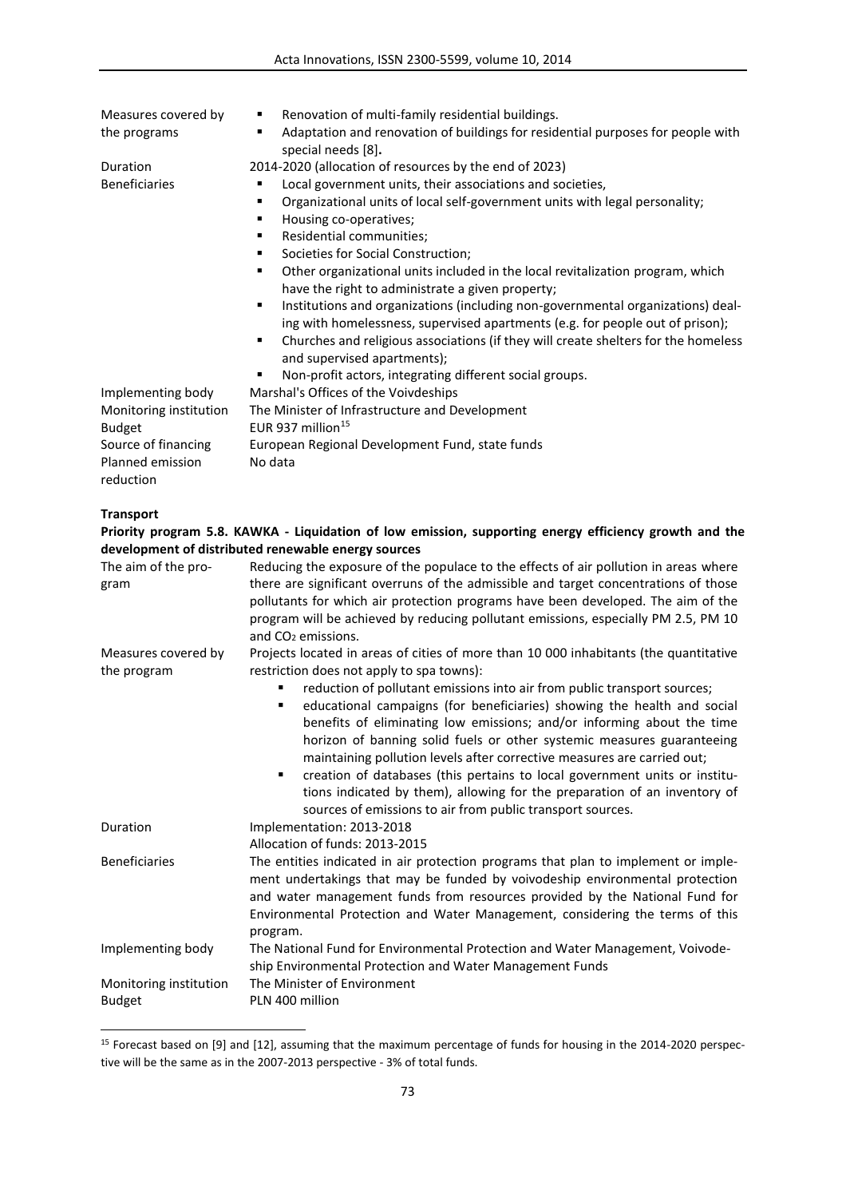| | |
|---|---|
| Measures covered by the programs | ▪ Renovation of multi-family residential buildings.<br>▪ Adaptation and renovation of buildings for residential purposes for people with special needs [8]**.** |
| Duration | 2014-2020 (allocation of resources by the end of 2023) |
| Beneficiaries | ▪ Local government units, their associations and societies,<br>▪ Organizational units of local self-government units with legal personality;<br>▪ Housing co-operatives;<br>▪ Residential communities;<br>▪ Societies for Social Construction;<br>▪ Other organizational units included in the local revitalization program, which have the right to administrate a given property;<br>▪ Institutions and organizations (including non-governmental organizations) dealing with homelessness, supervised apartments (e.g. for people out of prison);<br>▪ Churches and religious associations (if they will create shelters for the homeless and supervised apartments);<br>▪ Non-profit actors, integrating different social groups. |
| Implementing body | Marshal's Offices of the Voivdeships |
| Monitoring institution | The Minister of Infrastructure and Development |
| Budget | EUR 937 million[15] |
| Source of financing | European Regional Development Fund, state funds |
| Planned emission reduction | No data |

**Transport**

**Priority program 5.8. KAWKA - Liquidation of low emission, supporting energy efficiency growth and the development of distributed renewable energy sources**

| | |
|---|---|
| The aim of the program | Reducing the exposure of the populace to the effects of air pollution in areas where there are significant overruns of the admissible and target concentrations of those pollutants for which air protection programs have been developed. The aim of the program will be achieved by reducing pollutant emissions, especially PM 2.5, PM 10 and $CO_2$ emissions. |
| Measures covered by the program | Projects located in areas of cities of more than 10 000 inhabitants (the quantitative restriction does not apply to spa towns):<br>▪ reduction of pollutant emissions into air from public transport sources;<br>▪ educational campaigns (for beneficiaries) showing the health and social benefits of eliminating low emissions; and/or informing about the time horizon of banning solid fuels or other systemic measures guaranteeing maintaining pollution levels after corrective measures are carried out;<br>▪ creation of databases (this pertains to local government units or institutions indicated by them), allowing for the preparation of an inventory of sources of emissions to air from public transport sources. |
| Duration | Implementation: 2013-2018<br>Allocation of funds: 2013-2015 |
| Beneficiaries | The entities indicated in air protection programs that plan to implement or implement undertakings that may be funded by voivodeship environmental protection and water management funds from resources provided by the National Fund for Environmental Protection and Water Management, considering the terms of this program. |
| Implementing body | The National Fund for Environmental Protection and Water Management, Voivodeship Environmental Protection and Water Management Funds |
| Monitoring institution | The Minister of Environment |
| Budget | PLN 400 million |

[15] Forecast based on [9] and [12], assuming that the maximum percentage of funds for housing in the 2014-2020 perspective will be the same as in the 2007-2013 perspective - 3% of total funds.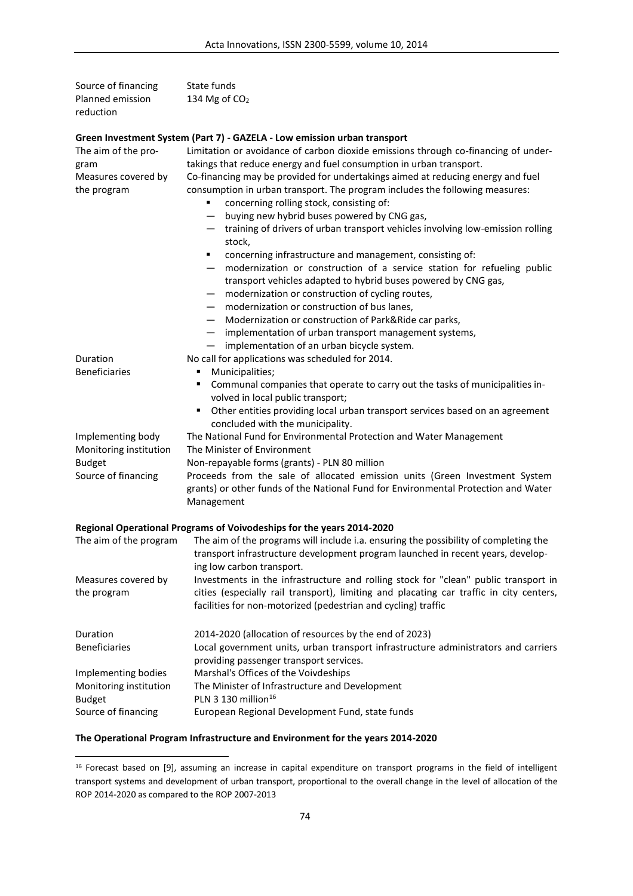| | |
|---|---|
| Source of financing | State funds |
| Planned emission reduction | 134 Mg of $CO_2$ |

**Green Investment System (Part 7) - GAZELA - Low emission urban transport**

| | |
|---|---|
| The aim of the program | Limitation or avoidance of carbon dioxide emissions through co-financing of undertakings that reduce energy and fuel consumption in urban transport. |
| Measures covered by the program | Co-financing may be provided for undertakings aimed at reducing energy and fuel consumption in urban transport. The program includes the following measures: ▪ concerning rolling stock, consisting of: — buying new hybrid buses powered by CNG gas, — training of drivers of urban transport vehicles involving low-emission rolling stock, ▪ concerning infrastructure and management, consisting of: — modernization or construction of a service station for refueling public transport vehicles adapted to hybrid buses powered by CNG gas, — modernization or construction of cycling routes, — modernization or construction of bus lanes, — Modernization or construction of Park&Ride car parks, — implementation of urban transport management systems, — implementation of an urban bicycle system. |
| Duration | No call for applications was scheduled for 2014. |
| Beneficiaries | ▪ Municipalities; ▪ Communal companies that operate to carry out the tasks of municipalities involved in local public transport; ▪ Other entities providing local urban transport services based on an agreement concluded with the municipality. |
| Implementing body | The National Fund for Environmental Protection and Water Management |
| Monitoring institution | The Minister of Environment |
| Budget | Non-repayable forms (grants) - PLN 80 million |
| Source of financing | Proceeds from the sale of allocated emission units (Green Investment System grants) or other funds of the National Fund for Environmental Protection and Water Management |

**Regional Operational Programs of Voivodeships for the years 2014-2020**

| | |
|---|---|
| The aim of the program | The aim of the programs will include i.a. ensuring the possibility of completing the transport infrastructure development program launched in recent years, developing low carbon transport. |
| Measures covered by the program | Investments in the infrastructure and rolling stock for "clean" public transport in cities (especially rail transport), limiting and placating car traffic in city centers, facilities for non-motorized (pedestrian and cycling) traffic |
| Duration | 2014-2020 (allocation of resources by the end of 2023) |
| Beneficiaries | Local government units, urban transport infrastructure administrators and carriers providing passenger transport services. |
| Implementing bodies | Marshal's Offices of the Voivdeships |
| Monitoring institution | The Minister of Infrastructure and Development |
| Budget | PLN 3 130 million[16] |
| Source of financing | European Regional Development Fund, state funds |

**The Operational Program Infrastructure and Environment for the years 2014-2020**

[16] Forecast based on [9], assuming an increase in capital expenditure on transport programs in the field of intelligent transport systems and development of urban transport, proportional to the overall change in the level of allocation of the ROP 2014-2020 as compared to the ROP 2007-2013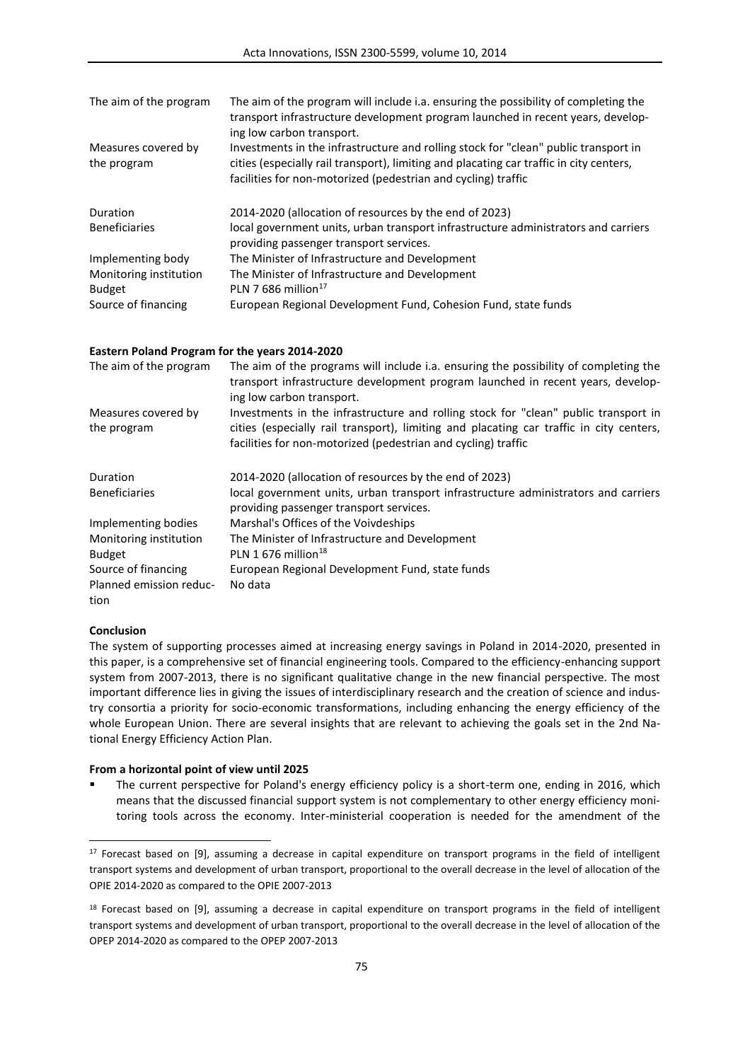| | |
|---|---|
| The aim of the program | The aim of the program will include i.a. ensuring the possibility of completing the transport infrastructure development program launched in recent years, developing low carbon transport. |
| Measures covered by the program | Investments in the infrastructure and rolling stock for "clean" public transport in cities (especially rail transport), limiting and placating car traffic in city centers, facilities for non-motorized (pedestrian and cycling) traffic |
| Duration | 2014-2020 (allocation of resources by the end of 2023) |
| Beneficiaries | local government units, urban transport infrastructure administrators and carriers providing passenger transport services. |
| Implementing body | The Minister of Infrastructure and Development |
| Monitoring institution | The Minister of Infrastructure and Development |
| Budget | PLN 7 686 million[17] |
| Source of financing | European Regional Development Fund, Cohesion Fund, state funds |

**Eastern Poland Program for the years 2014-2020**

| | |
|---|---|
| The aim of the program | The aim of the programs will include i.a. ensuring the possibility of completing the transport infrastructure development program launched in recent years, developing low carbon transport. |
| Measures covered by the program | Investments in the infrastructure and rolling stock for "clean" public transport in cities (especially rail transport), limiting and placating car traffic in city centers, facilities for non-motorized (pedestrian and cycling) traffic |
| Duration | 2014-2020 (allocation of resources by the end of 2023) |
| Beneficiaries | local government units, urban transport infrastructure administrators and carriers providing passenger transport services. |
| Implementing bodies | Marshal's Offices of the Voivdeships |
| Monitoring institution | The Minister of Infrastructure and Development |
| Budget | PLN 1 676 million[18] |
| Source of financing | European Regional Development Fund, state funds |
| Planned emission reduction | No data |

**Conclusion**

The system of supporting processes aimed at increasing energy savings in Poland in 2014-2020, presented in this paper, is a comprehensive set of financial engineering tools. Compared to the efficiency-enhancing support system from 2007-2013, there is no significant qualitative change in the new financial perspective. The most important difference lies in giving the issues of interdisciplinary research and the creation of science and industry consortia a priority for socio-economic transformations, including enhancing the energy efficiency of the whole European Union. There are several insights that are relevant to achieving the goals set in the 2nd National Energy Efficiency Action Plan.

**From a horizontal point of view until 2025**

- The current perspective for Poland's energy efficiency policy is a short-term one, ending in 2016, which means that the discussed financial support system is not complementary to other energy efficiency monitoring tools across the economy. Inter-ministerial cooperation is needed for the amendment of the

---

[17] Forecast based on [9], assuming a decrease in capital expenditure on transport programs in the field of intelligent transport systems and development of urban transport, proportional to the overall decrease in the level of allocation of the OPIE 2014-2020 as compared to the OPIE 2007-2013

[18] Forecast based on [9], assuming a decrease in capital expenditure on transport programs in the field of intelligent transport systems and development of urban transport, proportional to the overall decrease in the level of allocation of the OPEP 2014-2020 as compared to the OPEP 2007-2013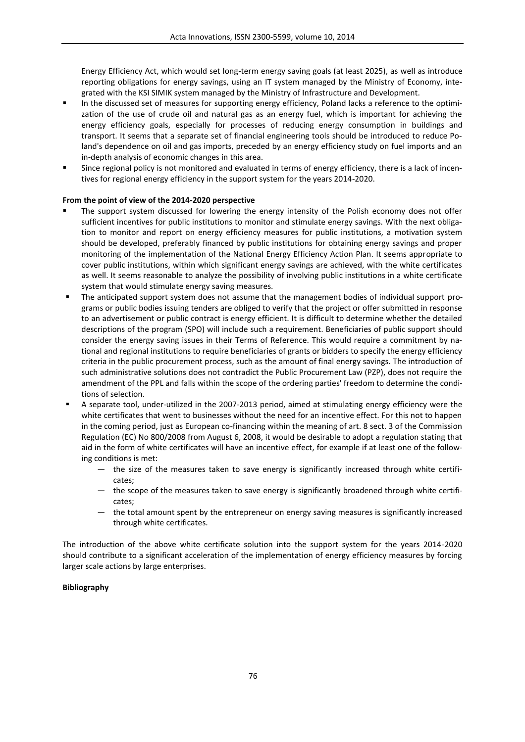Energy Efficiency Act, which would set long-term energy saving goals (at least 2025), as well as introduce reporting obligations for energy savings, using an IT system managed by the Ministry of Economy, integrated with the KSI SIMIK system managed by the Ministry of Infrastructure and Development.

- In the discussed set of measures for supporting energy efficiency, Poland lacks a reference to the optimization of the use of crude oil and natural gas as an energy fuel, which is important for achieving the energy efficiency goals, especially for processes of reducing energy consumption in buildings and transport. It seems that a separate set of financial engineering tools should be introduced to reduce Poland's dependence on oil and gas imports, preceded by an energy efficiency study on fuel imports and an in-depth analysis of economic changes in this area.
- Since regional policy is not monitored and evaluated in terms of energy efficiency, there is a lack of incentives for regional energy efficiency in the support system for the years 2014-2020.

**From the point of view of the 2014-2020 perspective**

- The support system discussed for lowering the energy intensity of the Polish economy does not offer sufficient incentives for public institutions to monitor and stimulate energy savings. With the next obligation to monitor and report on energy efficiency measures for public institutions, a motivation system should be developed, preferably financed by public institutions for obtaining energy savings and proper monitoring of the implementation of the National Energy Efficiency Action Plan. It seems appropriate to cover public institutions, within which significant energy savings are achieved, with the white certificates as well. It seems reasonable to analyze the possibility of involving public institutions in a white certificate system that would stimulate energy saving measures.
- The anticipated support system does not assume that the management bodies of individual support programs or public bodies issuing tenders are obliged to verify that the project or offer submitted in response to an advertisement or public contract is energy efficient. It is difficult to determine whether the detailed descriptions of the program (SPO) will include such a requirement. Beneficiaries of public support should consider the energy saving issues in their Terms of Reference. This would require a commitment by national and regional institutions to require beneficiaries of grants or bidders to specify the energy efficiency criteria in the public procurement process, such as the amount of final energy savings. The introduction of such administrative solutions does not contradict the Public Procurement Law (PZP), does not require the amendment of the PPL and falls within the scope of the ordering parties' freedom to determine the conditions of selection.
- A separate tool, under-utilized in the 2007-2013 period, aimed at stimulating energy efficiency were the white certificates that went to businesses without the need for an incentive effect. For this not to happen in the coming period, just as European co-financing within the meaning of art. 8 sect. 3 of the Commission Regulation (EC) No 800/2008 from August 6, 2008, it would be desirable to adopt a regulation stating that aid in the form of white certificates will have an incentive effect, for example if at least one of the following conditions is met:
  - the size of the measures taken to save energy is significantly increased through white certificates;
  - the scope of the measures taken to save energy is significantly broadened through white certificates;
  - the total amount spent by the entrepreneur on energy saving measures is significantly increased through white certificates.

The introduction of the above white certificate solution into the support system for the years 2014-2020 should contribute to a significant acceleration of the implementation of energy efficiency measures by forcing larger scale actions by large enterprises.

**Bibliography**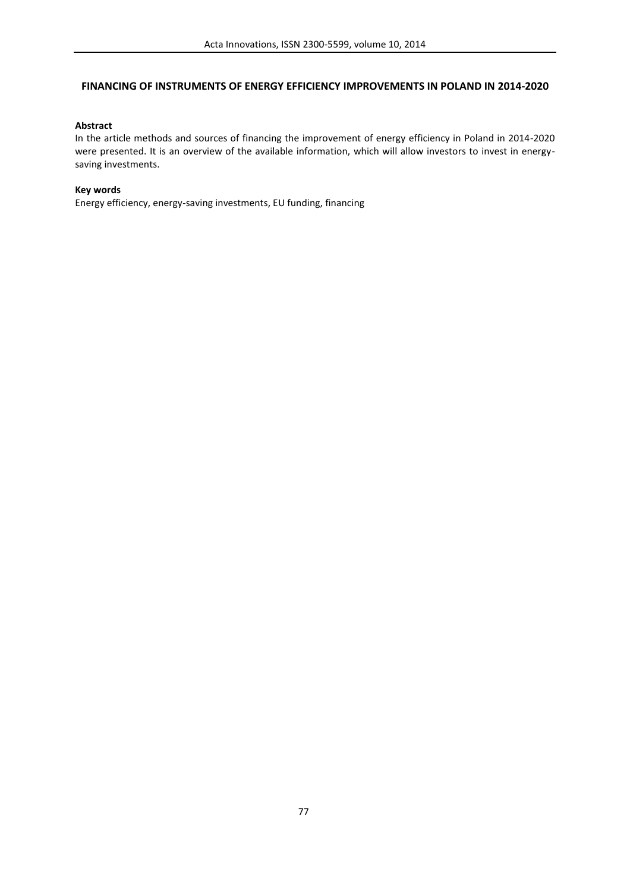## FINANCING OF INSTRUMENTS OF ENERGY EFFICIENCY IMPROVEMENTS IN POLAND IN 2014-2020

**Abstract**

In the article methods and sources of financing the improvement of energy efficiency in Poland in 2014-2020 were presented. It is an overview of the available information, which will allow investors to invest in energy-saving investments.

**Key words**

Energy efficiency, energy-saving investments, EU funding, financing